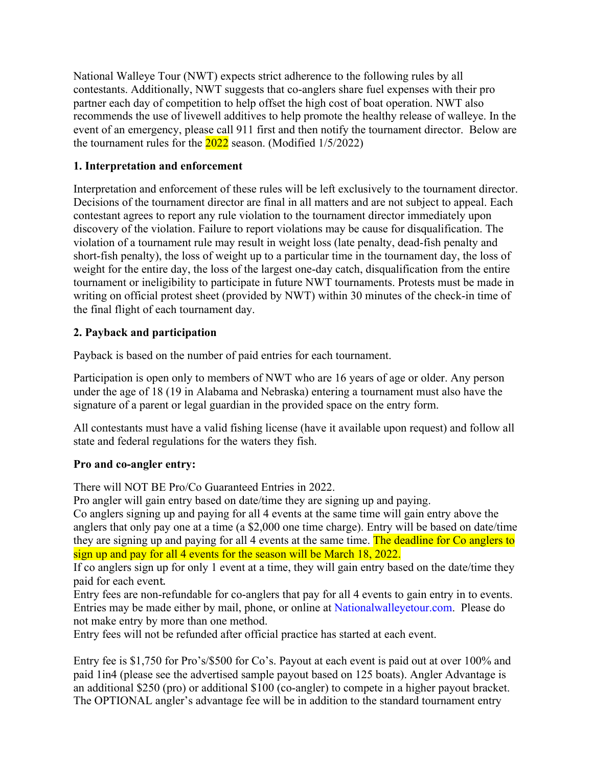National Walleye Tour (NWT) expects strict adherence to the following rules by all contestants. Additionally, NWT suggests that co-anglers share fuel expenses with their pro partner each day of competition to help offset the high cost of boat operation. NWT also recommends the use of livewell additives to help promote the healthy release of walleye. In the event of an emergency, please call 911 first and then notify the tournament director. Below are the tournament rules for the 2022 season. (Modified 1/5/2022)

### 1. Interpretation and enforcement

Interpretation and enforcement of these rules will be left exclusively to the tournament director. Decisions of the tournament director are final in all matters and are not subject to appeal. Each contestant agrees to report any rule violation to the tournament director immediately upon discovery of the violation. Failure to report violations may be cause for disqualification. The violation of a tournament rule may result in weight loss (late penalty, dead-fish penalty and short-fish penalty), the loss of weight up to a particular time in the tournament day, the loss of weight for the entire day, the loss of the largest one-day catch, disqualification from the entire tournament or ineligibility to participate in future NWT tournaments. Protests must be made in writing on official protest sheet (provided by NWT) within 30 minutes of the check-in time of the final flight of each tournament day.

### 2. Payback and participation

Payback is based on the number of paid entries for each tournament.

Participation is open only to members of NWT who are 16 years of age or older. Any person under the age of 18 (19 in Alabama and Nebraska) entering a tournament must also have the signature of a parent or legal guardian in the provided space on the entry form.

All contestants must have a valid fishing license (have it available upon request) and follow all state and federal regulations for the waters they fish.

**Pro and co-angler entry:**

There will NOT BE Pro/Co Guaranteed Entries in 2022.
Pro angler will gain entry based on date/time they are signing up and paying.
Co anglers signing up and paying for all 4 events at the same time will gain entry above the anglers that only pay one at a time (a $2,000 one time charge). Entry will be based on date/time they are signing up and paying for all 4 events at the same time. The deadline for Co anglers to sign up and pay for all 4 events for the season will be March 18, 2022.
If co anglers sign up for only 1 event at a time, they will gain entry based on the date/time they paid for each event.
Entry fees are non-refundable for co-anglers that pay for all 4 events to gain entry in to events. Entries may be made either by mail, phone, or online at Nationalwalleyetour.com. Please do not make entry by more than one method.
Entry fees will not be refunded after official practice has started at each event.

Entry fee is $1,750 for Pro's/$500 for Co's. Payout at each event is paid out at over 100% and paid 1in4 (please see the advertised sample payout based on 125 boats). Angler Advantage is an additional $250 (pro) or additional $100 (co-angler) to compete in a higher payout bracket. The OPTIONAL angler's advantage fee will be in addition to the standard tournament entry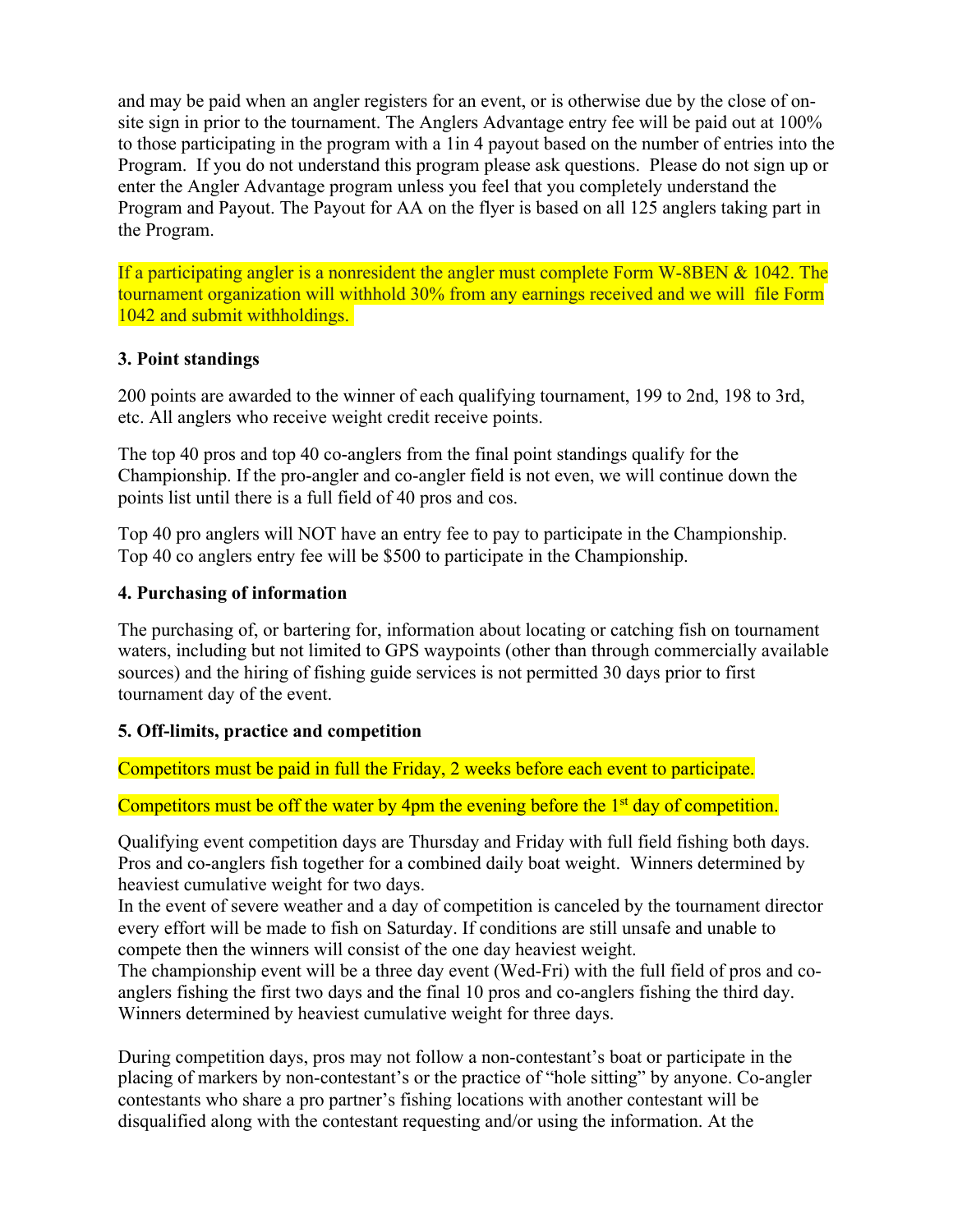and may be paid when an angler registers for an event, or is otherwise due by the close of on-site sign in prior to the tournament. The Anglers Advantage entry fee will be paid out at 100% to those participating in the program with a 1in 4 payout based on the number of entries into the Program. If you do not understand this program please ask questions. Please do not sign up or enter the Angler Advantage program unless you feel that you completely understand the Program and Payout. The Payout for AA on the flyer is based on all 125 anglers taking part in the Program.

If a participating angler is a nonresident the angler must complete Form W-8BEN & 1042. The tournament organization will withhold 30% from any earnings received and we will file Form 1042 and submit withholdings.

### 3. Point standings

200 points are awarded to the winner of each qualifying tournament, 199 to 2nd, 198 to 3rd, etc. All anglers who receive weight credit receive points.

The top 40 pros and top 40 co-anglers from the final point standings qualify for the Championship. If the pro-angler and co-angler field is not even, we will continue down the points list until there is a full field of 40 pros and cos.

Top 40 pro anglers will NOT have an entry fee to pay to participate in the Championship.
Top 40 co anglers entry fee will be $500 to participate in the Championship.

### 4. Purchasing of information

The purchasing of, or bartering for, information about locating or catching fish on tournament waters, including but not limited to GPS waypoints (other than through commercially available sources) and the hiring of fishing guide services is not permitted 30 days prior to first tournament day of the event.

### 5. Off-limits, practice and competition

Competitors must be paid in full the Friday, 2 weeks before each event to participate.

Competitors must be off the water by 4pm the evening before the 1st day of competition.

Qualifying event competition days are Thursday and Friday with full field fishing both days. Pros and co-anglers fish together for a combined daily boat weight. Winners determined by heaviest cumulative weight for two days.
In the event of severe weather and a day of competition is canceled by the tournament director every effort will be made to fish on Saturday. If conditions are still unsafe and unable to compete then the winners will consist of the one day heaviest weight.
The championship event will be a three day event (Wed-Fri) with the full field of pros and co-anglers fishing the first two days and the final 10 pros and co-anglers fishing the third day. Winners determined by heaviest cumulative weight for three days.

During competition days, pros may not follow a non-contestant's boat or participate in the placing of markers by non-contestant's or the practice of "hole sitting" by anyone. Co-angler contestants who share a pro partner's fishing locations with another contestant will be disqualified along with the contestant requesting and/or using the information. At the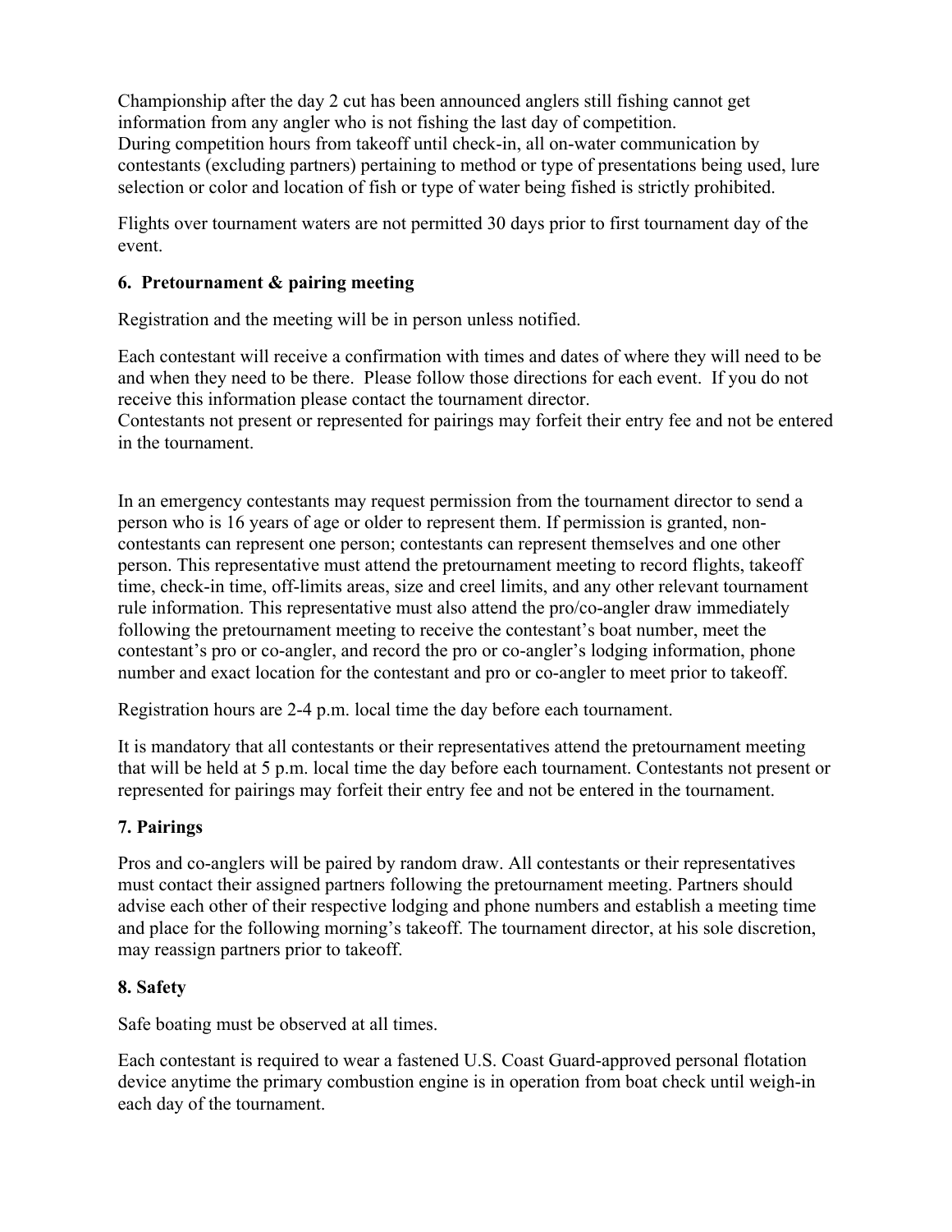Championship after the day 2 cut has been announced anglers still fishing cannot get information from any angler who is not fishing the last day of competition.
During competition hours from takeoff until check-in, all on-water communication by contestants (excluding partners) pertaining to method or type of presentations being used, lure selection or color and location of fish or type of water being fished is strictly prohibited.

Flights over tournament waters are not permitted 30 days prior to first tournament day of the event.

**6. Pretournament & pairing meeting**

Registration and the meeting will be in person unless notified.

Each contestant will receive a confirmation with times and dates of where they will need to be and when they need to be there. Please follow those directions for each event. If you do not receive this information please contact the tournament director.
Contestants not present or represented for pairings may forfeit their entry fee and not be entered in the tournament.

In an emergency contestants may request permission from the tournament director to send a person who is 16 years of age or older to represent them. If permission is granted, non-contestants can represent one person; contestants can represent themselves and one other person. This representative must attend the pretournament meeting to record flights, takeoff time, check-in time, off-limits areas, size and creel limits, and any other relevant tournament rule information. This representative must also attend the pro/co-angler draw immediately following the pretournament meeting to receive the contestant's boat number, meet the contestant's pro or co-angler, and record the pro or co-angler's lodging information, phone number and exact location for the contestant and pro or co-angler to meet prior to takeoff.

Registration hours are 2-4 p.m. local time the day before each tournament.

It is mandatory that all contestants or their representatives attend the pretournament meeting that will be held at 5 p.m. local time the day before each tournament. Contestants not present or represented for pairings may forfeit their entry fee and not be entered in the tournament.

**7. Pairings**

Pros and co-anglers will be paired by random draw. All contestants or their representatives must contact their assigned partners following the pretournament meeting. Partners should advise each other of their respective lodging and phone numbers and establish a meeting time and place for the following morning's takeoff. The tournament director, at his sole discretion, may reassign partners prior to takeoff.

**8. Safety**

Safe boating must be observed at all times.

Each contestant is required to wear a fastened U.S. Coast Guard-approved personal flotation device anytime the primary combustion engine is in operation from boat check until weigh-in each day of the tournament.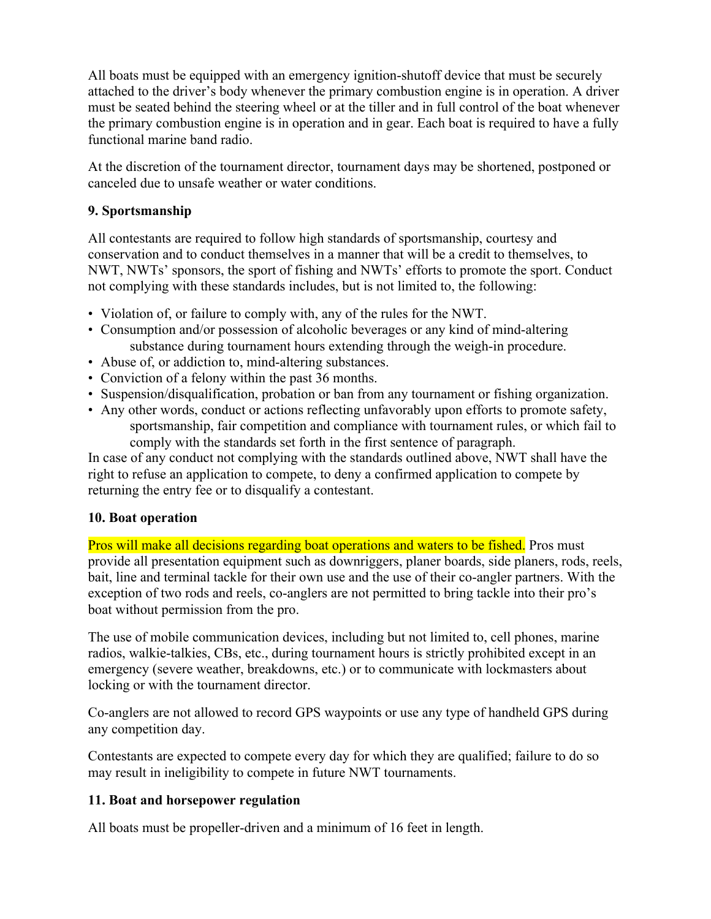All boats must be equipped with an emergency ignition-shutoff device that must be securely attached to the driver's body whenever the primary combustion engine is in operation. A driver must be seated behind the steering wheel or at the tiller and in full control of the boat whenever the primary combustion engine is in operation and in gear. Each boat is required to have a fully functional marine band radio.

At the discretion of the tournament director, tournament days may be shortened, postponed or canceled due to unsafe weather or water conditions.

### 9. Sportsmanship

All contestants are required to follow high standards of sportsmanship, courtesy and conservation and to conduct themselves in a manner that will be a credit to themselves, to NWT, NWTs' sponsors, the sport of fishing and NWTs' efforts to promote the sport. Conduct not complying with these standards includes, but is not limited to, the following:

- Violation of, or failure to comply with, any of the rules for the NWT.
- Consumption and/or possession of alcoholic beverages or any kind of mind-altering substance during tournament hours extending through the weigh-in procedure.
- Abuse of, or addiction to, mind-altering substances.
- Conviction of a felony within the past 36 months.
- Suspension/disqualification, probation or ban from any tournament or fishing organization.
- Any other words, conduct or actions reflecting unfavorably upon efforts to promote safety, sportsmanship, fair competition and compliance with tournament rules, or which fail to comply with the standards set forth in the first sentence of paragraph.

In case of any conduct not complying with the standards outlined above, NWT shall have the right to refuse an application to compete, to deny a confirmed application to compete by returning the entry fee or to disqualify a contestant.

### 10. Boat operation

Pros will make all decisions regarding boat operations and waters to be fished. Pros must provide all presentation equipment such as downriggers, planer boards, side planers, rods, reels, bait, line and terminal tackle for their own use and the use of their co-angler partners. With the exception of two rods and reels, co-anglers are not permitted to bring tackle into their pro's boat without permission from the pro.

The use of mobile communication devices, including but not limited to, cell phones, marine radios, walkie-talkies, CBs, etc., during tournament hours is strictly prohibited except in an emergency (severe weather, breakdowns, etc.) or to communicate with lockmasters about locking or with the tournament director.

Co-anglers are not allowed to record GPS waypoints or use any type of handheld GPS during any competition day.

Contestants are expected to compete every day for which they are qualified; failure to do so may result in ineligibility to compete in future NWT tournaments.

### 11. Boat and horsepower regulation

All boats must be propeller-driven and a minimum of 16 feet in length.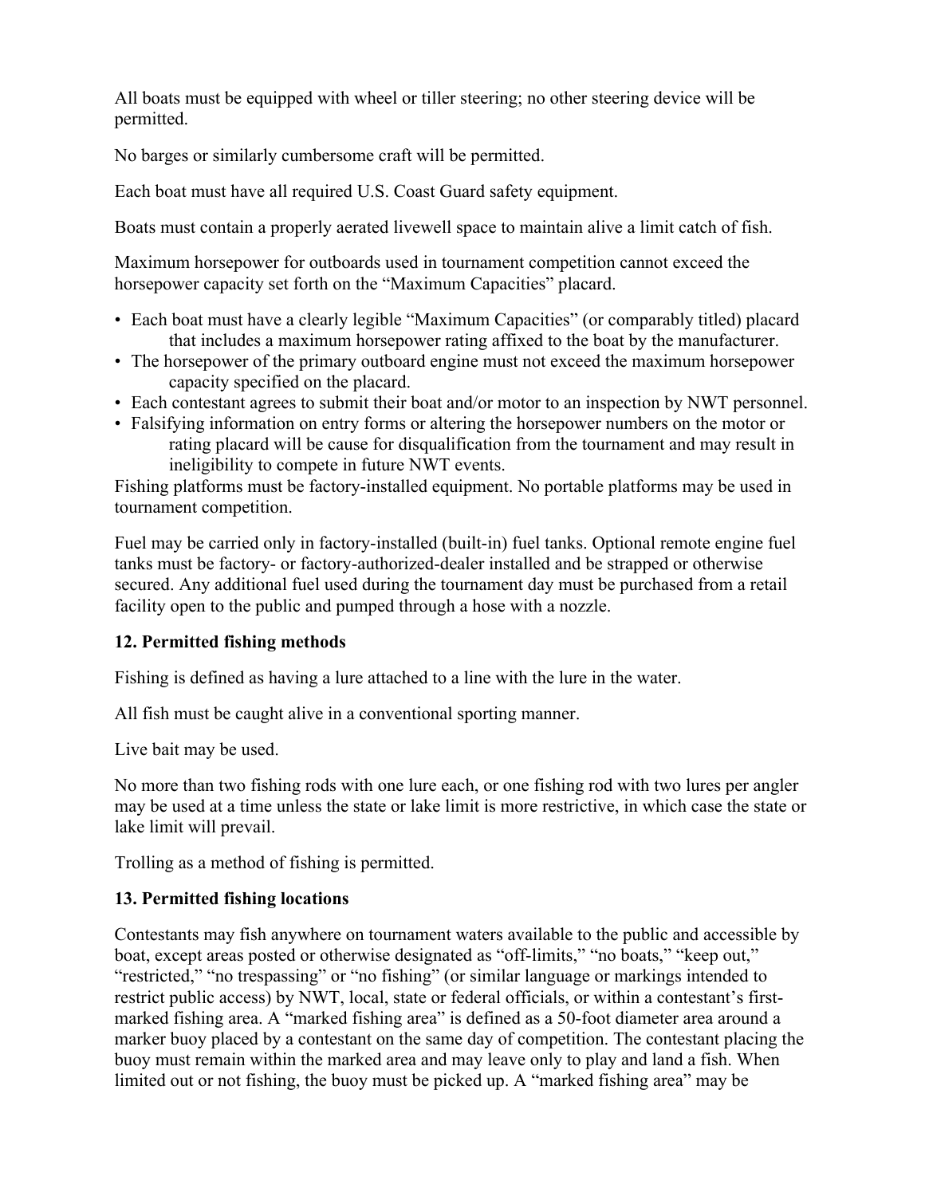All boats must be equipped with wheel or tiller steering; no other steering device will be permitted.

No barges or similarly cumbersome craft will be permitted.

Each boat must have all required U.S. Coast Guard safety equipment.

Boats must contain a properly aerated livewell space to maintain alive a limit catch of fish.

Maximum horsepower for outboards used in tournament competition cannot exceed the horsepower capacity set forth on the "Maximum Capacities" placard.

- Each boat must have a clearly legible "Maximum Capacities" (or comparably titled) placard that includes a maximum horsepower rating affixed to the boat by the manufacturer.
- The horsepower of the primary outboard engine must not exceed the maximum horsepower capacity specified on the placard.
- Each contestant agrees to submit their boat and/or motor to an inspection by NWT personnel.
- Falsifying information on entry forms or altering the horsepower numbers on the motor or rating placard will be cause for disqualification from the tournament and may result in ineligibility to compete in future NWT events.

Fishing platforms must be factory-installed equipment. No portable platforms may be used in tournament competition.

Fuel may be carried only in factory-installed (built-in) fuel tanks. Optional remote engine fuel tanks must be factory- or factory-authorized-dealer installed and be strapped or otherwise secured. Any additional fuel used during the tournament day must be purchased from a retail facility open to the public and pumped through a hose with a nozzle.

**12. Permitted fishing methods**

Fishing is defined as having a lure attached to a line with the lure in the water.

All fish must be caught alive in a conventional sporting manner.

Live bait may be used.

No more than two fishing rods with one lure each, or one fishing rod with two lures per angler may be used at a time unless the state or lake limit is more restrictive, in which case the state or lake limit will prevail.

Trolling as a method of fishing is permitted.

**13. Permitted fishing locations**

Contestants may fish anywhere on tournament waters available to the public and accessible by boat, except areas posted or otherwise designated as "off-limits," "no boats," "keep out," "restricted," "no trespassing" or "no fishing" (or similar language or markings intended to restrict public access) by NWT, local, state or federal officials, or within a contestant's first-marked fishing area. A "marked fishing area" is defined as a 50-foot diameter area around a marker buoy placed by a contestant on the same day of competition. The contestant placing the buoy must remain within the marked area and may leave only to play and land a fish. When limited out or not fishing, the buoy must be picked up. A "marked fishing area" may be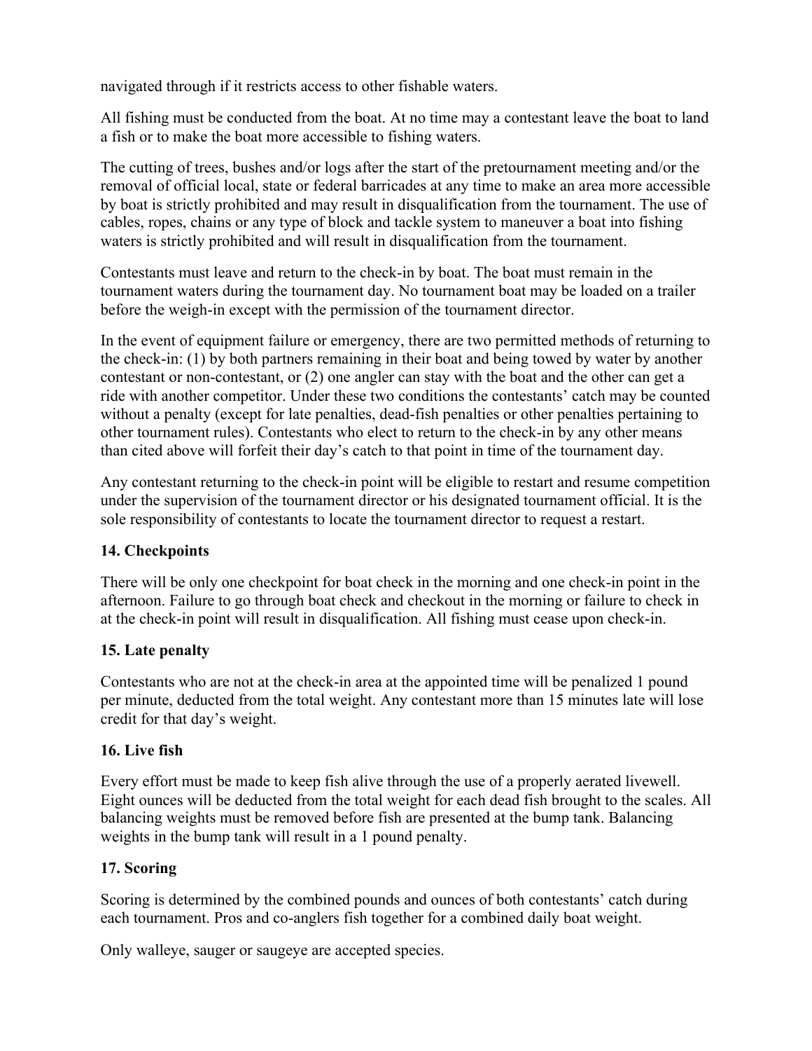navigated through if it restricts access to other fishable waters.

All fishing must be conducted from the boat. At no time may a contestant leave the boat to land a fish or to make the boat more accessible to fishing waters.

The cutting of trees, bushes and/or logs after the start of the pretournament meeting and/or the removal of official local, state or federal barricades at any time to make an area more accessible by boat is strictly prohibited and may result in disqualification from the tournament. The use of cables, ropes, chains or any type of block and tackle system to maneuver a boat into fishing waters is strictly prohibited and will result in disqualification from the tournament.

Contestants must leave and return to the check-in by boat. The boat must remain in the tournament waters during the tournament day. No tournament boat may be loaded on a trailer before the weigh-in except with the permission of the tournament director.

In the event of equipment failure or emergency, there are two permitted methods of returning to the check-in: (1) by both partners remaining in their boat and being towed by water by another contestant or non-contestant, or (2) one angler can stay with the boat and the other can get a ride with another competitor. Under these two conditions the contestants' catch may be counted without a penalty (except for late penalties, dead-fish penalties or other penalties pertaining to other tournament rules). Contestants who elect to return to the check-in by any other means than cited above will forfeit their day's catch to that point in time of the tournament day.

Any contestant returning to the check-in point will be eligible to restart and resume competition under the supervision of the tournament director or his designated tournament official. It is the sole responsibility of contestants to locate the tournament director to request a restart.

### 14. Checkpoints

There will be only one checkpoint for boat check in the morning and one check-in point in the afternoon. Failure to go through boat check and checkout in the morning or failure to check in at the check-in point will result in disqualification. All fishing must cease upon check-in.

### 15. Late penalty

Contestants who are not at the check-in area at the appointed time will be penalized 1 pound per minute, deducted from the total weight. Any contestant more than 15 minutes late will lose credit for that day's weight.

### 16. Live fish

Every effort must be made to keep fish alive through the use of a properly aerated livewell. Eight ounces will be deducted from the total weight for each dead fish brought to the scales. All balancing weights must be removed before fish are presented at the bump tank. Balancing weights in the bump tank will result in a 1 pound penalty.

### 17. Scoring

Scoring is determined by the combined pounds and ounces of both contestants' catch during each tournament. Pros and co-anglers fish together for a combined daily boat weight.

Only walleye, sauger or saugeye are accepted species.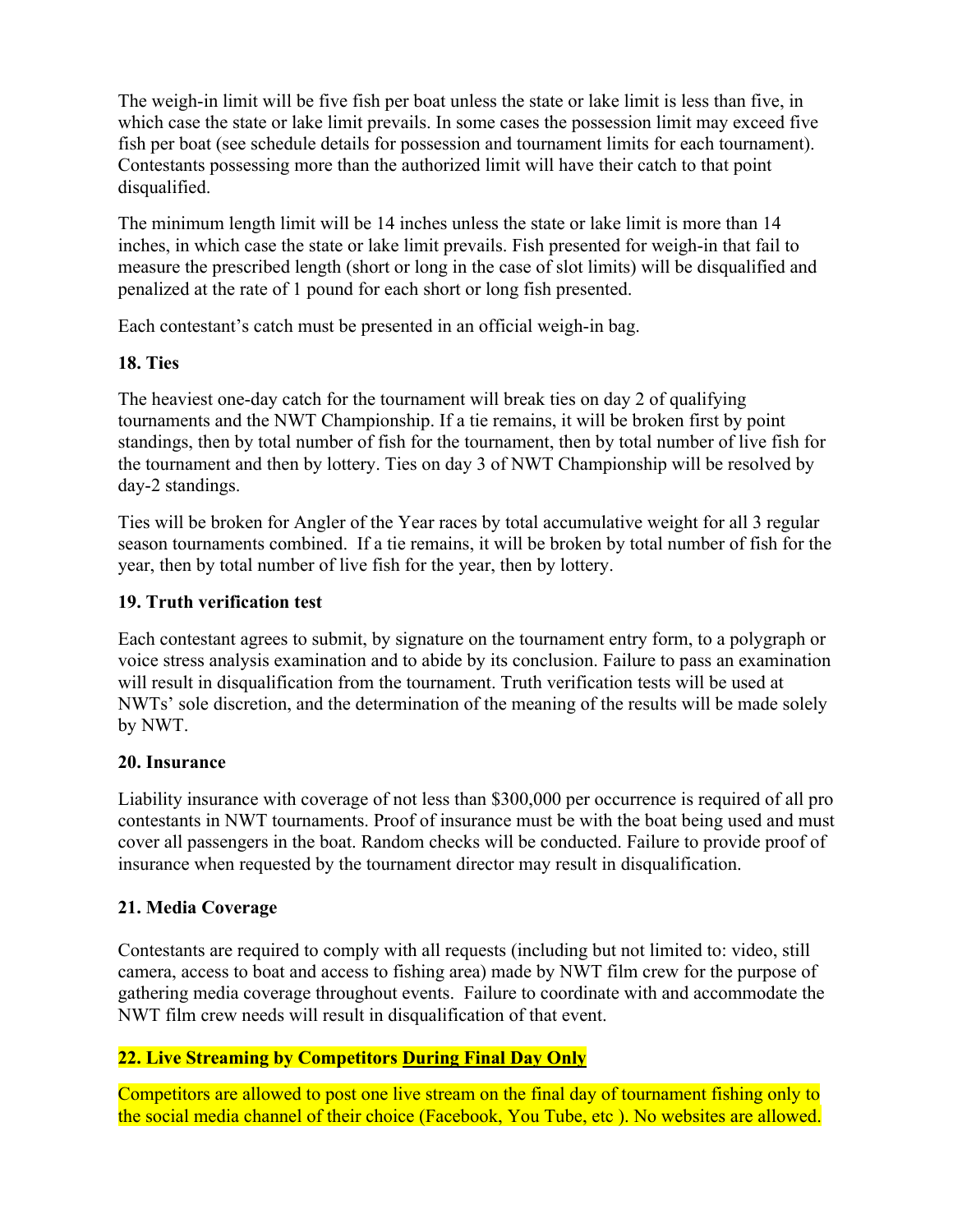The weigh-in limit will be five fish per boat unless the state or lake limit is less than five, in which case the state or lake limit prevails. In some cases the possession limit may exceed five fish per boat (see schedule details for possession and tournament limits for each tournament). Contestants possessing more than the authorized limit will have their catch to that point disqualified.

The minimum length limit will be 14 inches unless the state or lake limit is more than 14 inches, in which case the state or lake limit prevails. Fish presented for weigh-in that fail to measure the prescribed length (short or long in the case of slot limits) will be disqualified and penalized at the rate of 1 pound for each short or long fish presented.

Each contestant's catch must be presented in an official weigh-in bag.

**18. Ties**

The heaviest one-day catch for the tournament will break ties on day 2 of qualifying tournaments and the NWT Championship. If a tie remains, it will be broken first by point standings, then by total number of fish for the tournament, then by total number of live fish for the tournament and then by lottery. Ties on day 3 of NWT Championship will be resolved by day-2 standings.

Ties will be broken for Angler of the Year races by total accumulative weight for all 3 regular season tournaments combined. If a tie remains, it will be broken by total number of fish for the year, then by total number of live fish for the year, then by lottery.

**19. Truth verification test**

Each contestant agrees to submit, by signature on the tournament entry form, to a polygraph or voice stress analysis examination and to abide by its conclusion. Failure to pass an examination will result in disqualification from the tournament. Truth verification tests will be used at NWTs' sole discretion, and the determination of the meaning of the results will be made solely by NWT.

**20. Insurance**

Liability insurance with coverage of not less than $300,000 per occurrence is required of all pro contestants in NWT tournaments. Proof of insurance must be with the boat being used and must cover all passengers in the boat. Random checks will be conducted. Failure to provide proof of insurance when requested by the tournament director may result in disqualification.

**21. Media Coverage**

Contestants are required to comply with all requests (including but not limited to: video, still camera, access to boat and access to fishing area) made by NWT film crew for the purpose of gathering media coverage throughout events. Failure to coordinate with and accommodate the NWT film crew needs will result in disqualification of that event.

**22. Live Streaming by Competitors <u>During Final Day Only</u>**

Competitors are allowed to post one live stream on the final day of tournament fishing only to the social media channel of their choice (Facebook, You Tube, etc ). No websites are allowed.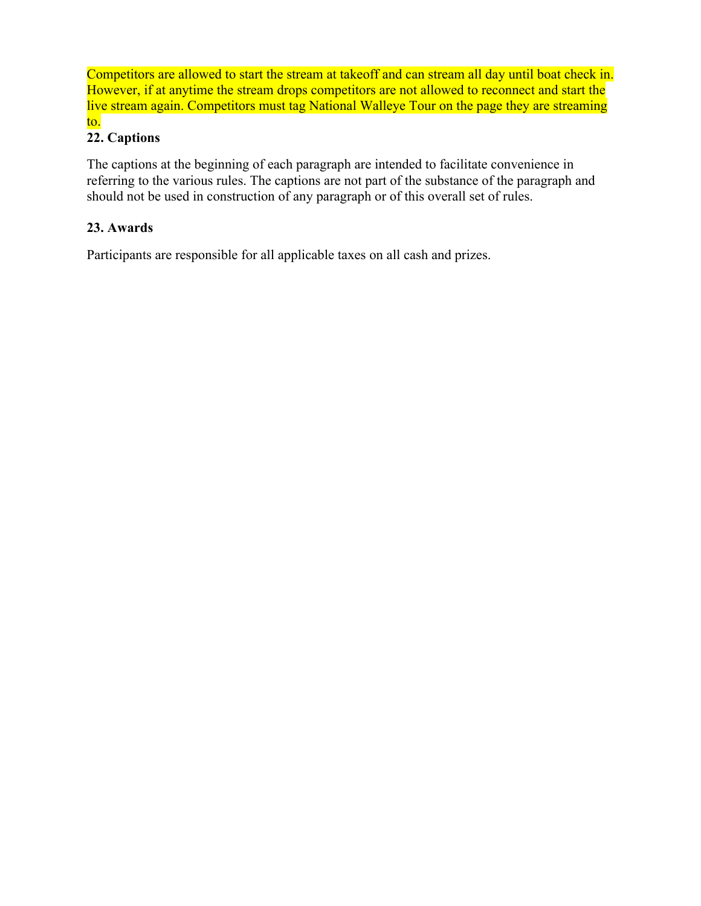Competitors are allowed to start the stream at takeoff and can stream all day until boat check in. However, if at anytime the stream drops competitors are not allowed to reconnect and start the live stream again. Competitors must tag National Walleye Tour on the page they are streaming to.

**22. Captions**

The captions at the beginning of each paragraph are intended to facilitate convenience in referring to the various rules. The captions are not part of the substance of the paragraph and should not be used in construction of any paragraph or of this overall set of rules.

**23. Awards**

Participants are responsible for all applicable taxes on all cash and prizes.